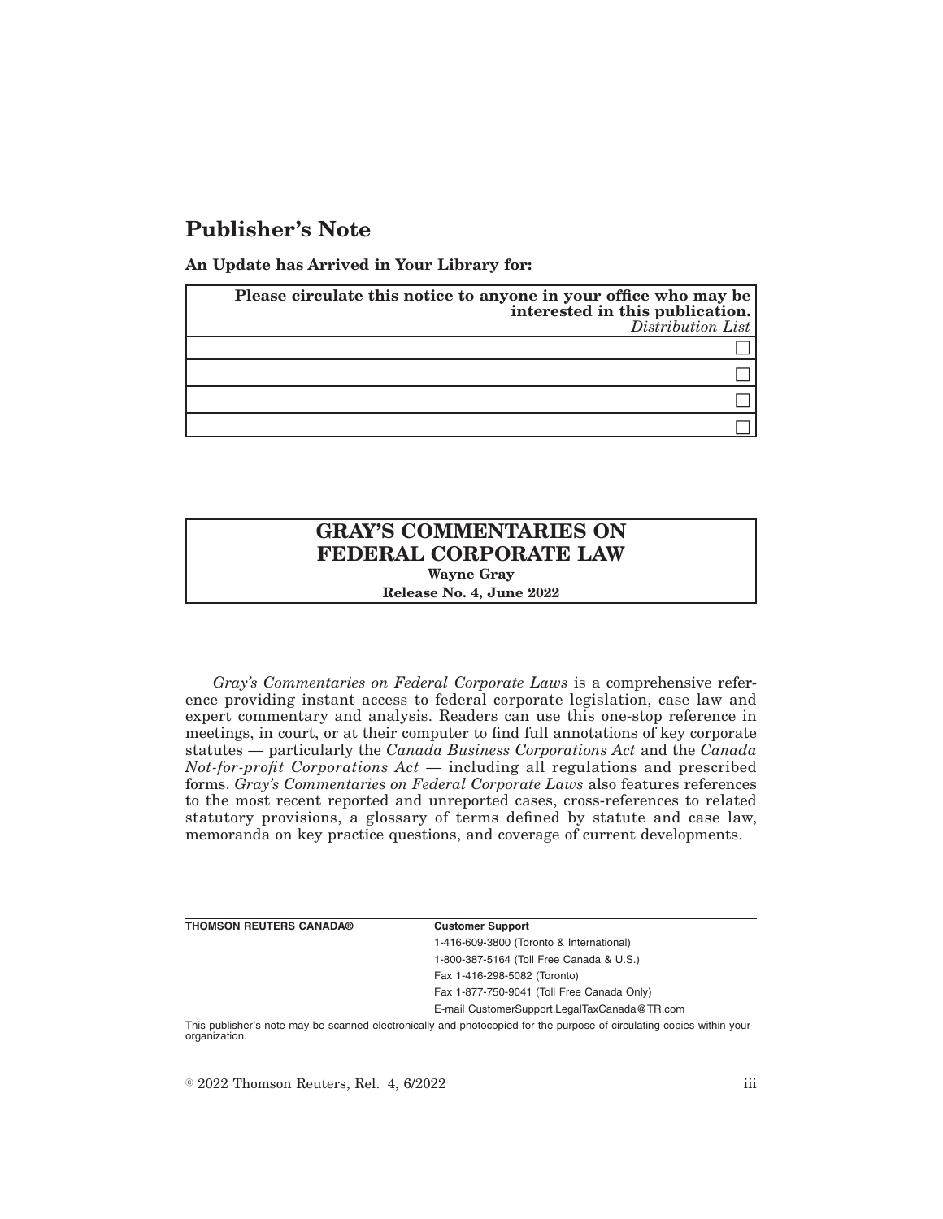## Publisher's Note

**An Update has Arrived in Your Library for:**

| **Please circulate this notice to anyone in your office who may be interested in this publication.** *Distribution List* |
| --- |
| ☐ |
| ☐ |
| ☐ |
| ☐ |

**GRAY'S COMMENTARIES ON FEDERAL CORPORATE LAW**

**Wayne Gray**

**Release No. 4, June 2022**

*Gray's Commentaries on Federal Corporate Laws* is a comprehensive reference providing instant access to federal corporate legislation, case law and expert commentary and analysis. Readers can use this one-stop reference in meetings, in court, or at their computer to find full annotations of key corporate statutes — particularly the *Canada Business Corporations Act* and the *Canada Not-for-profit Corporations Act* — including all regulations and prescribed forms. *Gray's Commentaries on Federal Corporate Laws* also features references to the most recent reported and unreported cases, cross-references to related statutory provisions, a glossary of terms defined by statute and case law, memoranda on key practice questions, and coverage of current developments.

**THOMSON REUTERS CANADA®**

**Customer Support**

1-416-609-3800 (Toronto & International)

1-800-387-5164 (Toll Free Canada & U.S.)

Fax 1-416-298-5082 (Toronto)

Fax 1-877-750-9041 (Toll Free Canada Only)

E-mail CustomerSupport.LegalTaxCanada@TR.com

This publisher's note may be scanned electronically and photocopied for the purpose of circulating copies within your organization.

© 2022 Thomson Reuters, Rel. 4, 6/2022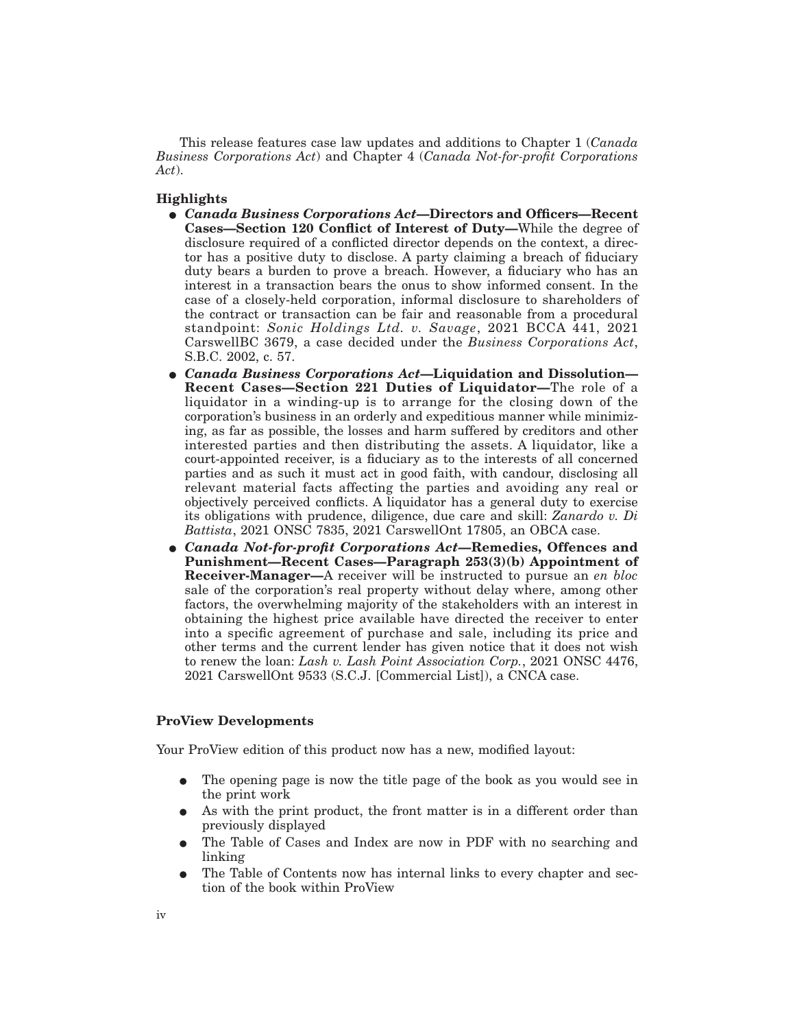This release features case law updates and additions to Chapter 1 (*Canada Business Corporations Act*) and Chapter 4 (*Canada Not-for-profit Corporations Act*).

**Highlights**

- ***Canada Business Corporations Act*—Directors and Officers—Recent Cases—Section 120 Conflict of Interest of Duty—**While the degree of disclosure required of a conflicted director depends on the context, a director has a positive duty to disclose. A party claiming a breach of fiduciary duty bears a burden to prove a breach. However, a fiduciary who has an interest in a transaction bears the onus to show informed consent. In the case of a closely-held corporation, informal disclosure to shareholders of the contract or transaction can be fair and reasonable from a procedural standpoint: *Sonic Holdings Ltd. v. Savage*, 2021 BCCA 441, 2021 CarswellBC 3679, a case decided under the *Business Corporations Act*, S.B.C. 2002, c. 57.
- ***Canada Business Corporations Act*—Liquidation and Dissolution—Recent Cases—Section 221 Duties of Liquidator—**The role of a liquidator in a winding-up is to arrange for the closing down of the corporation's business in an orderly and expeditious manner while minimizing, as far as possible, the losses and harm suffered by creditors and other interested parties and then distributing the assets. A liquidator, like a court-appointed receiver, is a fiduciary as to the interests of all concerned parties and as such it must act in good faith, with candour, disclosing all relevant material facts affecting the parties and avoiding any real or objectively perceived conflicts. A liquidator has a general duty to exercise its obligations with prudence, diligence, due care and skill: *Zanardo v. Di Battista*, 2021 ONSC 7835, 2021 CarswellOnt 17805, an OBCA case.
- ***Canada Not-for-profit Corporations Act*—Remedies, Offences and Punishment—Recent Cases—Paragraph 253(3)(b) Appointment of Receiver-Manager—**A receiver will be instructed to pursue an *en bloc* sale of the corporation's real property without delay where, among other factors, the overwhelming majority of the stakeholders with an interest in obtaining the highest price available have directed the receiver to enter into a specific agreement of purchase and sale, including its price and other terms and the current lender has given notice that it does not wish to renew the loan: *Lash v. Lash Point Association Corp.*, 2021 ONSC 4476, 2021 CarswellOnt 9533 (S.C.J. [Commercial List]), a CNCA case.

**ProView Developments**

Your ProView edition of this product now has a new, modified layout:

- The opening page is now the title page of the book as you would see in the print work
- As with the print product, the front matter is in a different order than previously displayed
- The Table of Cases and Index are now in PDF with no searching and linking
- The Table of Contents now has internal links to every chapter and section of the book within ProView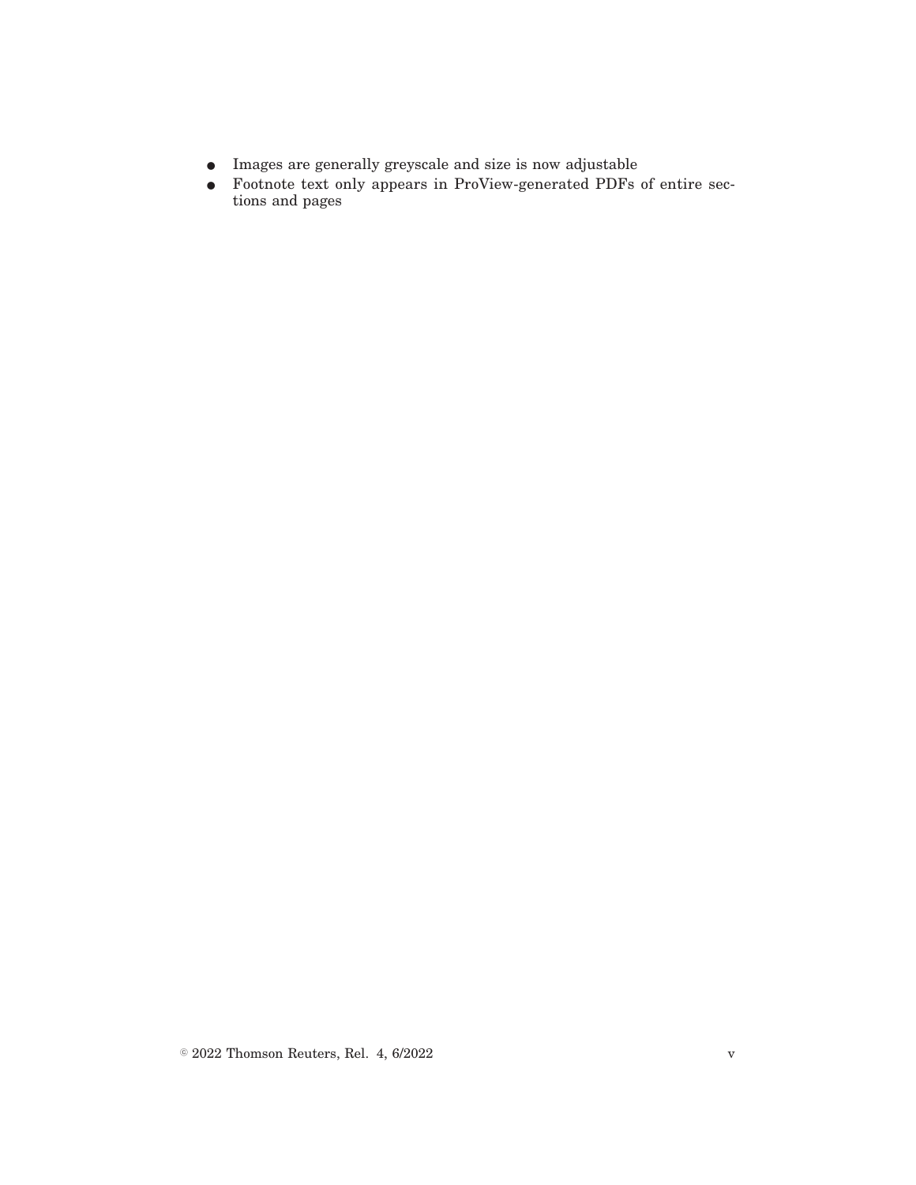- Images are generally greyscale and size is now adjustable
- Footnote text only appears in ProView-generated PDFs of entire sections and pages